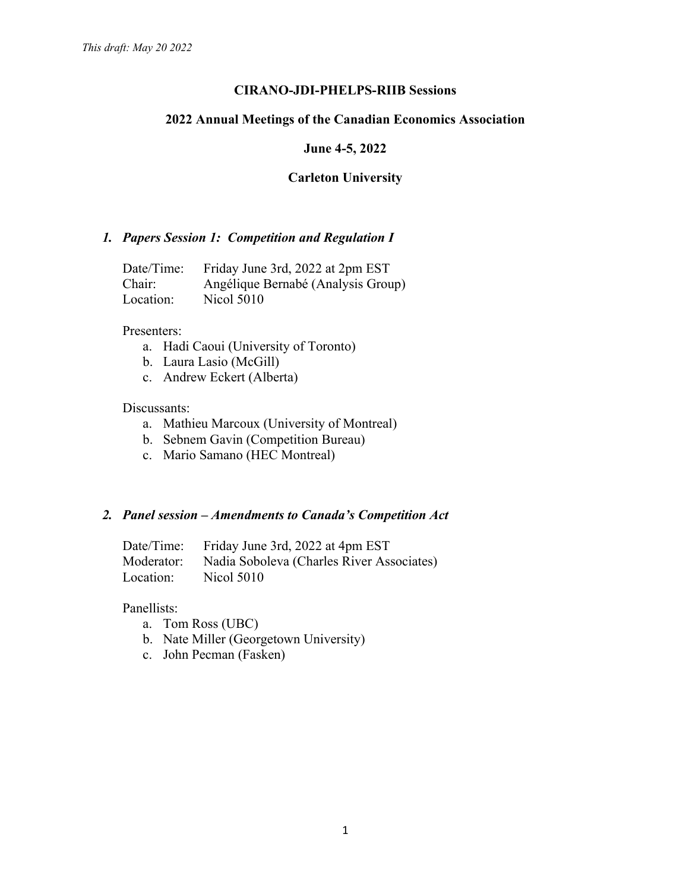*This draft: May 20 2022*

**CIRANO-JDI-PHELPS-RIIB Sessions**

**2022 Annual Meetings of the Canadian Economics Association**

**June 4-5, 2022**

**Carleton University**

1. ***Papers Session 1: Competition and Regulation I***

   Date/Time: Friday June 3rd, 2022 at 2pm EST
   Chair: Angélique Bernabé (Analysis Group)
   Location: Nicol 5010

   Presenters:
   a. Hadi Caoui (University of Toronto)
   b. Laura Lasio (McGill)
   c. Andrew Eckert (Alberta)

   Discussants:
   a. Mathieu Marcoux (University of Montreal)
   b. Sebnem Gavin (Competition Bureau)
   c. Mario Samano (HEC Montreal)

2. ***Panel session – Amendments to Canada's Competition Act***

   Date/Time: Friday June 3rd, 2022 at 4pm EST
   Moderator: Nadia Soboleva (Charles River Associates)
   Location: Nicol 5010

   Panellists:
   a. Tom Ross (UBC)
   b. Nate Miller (Georgetown University)
   c. John Pecman (Fasken)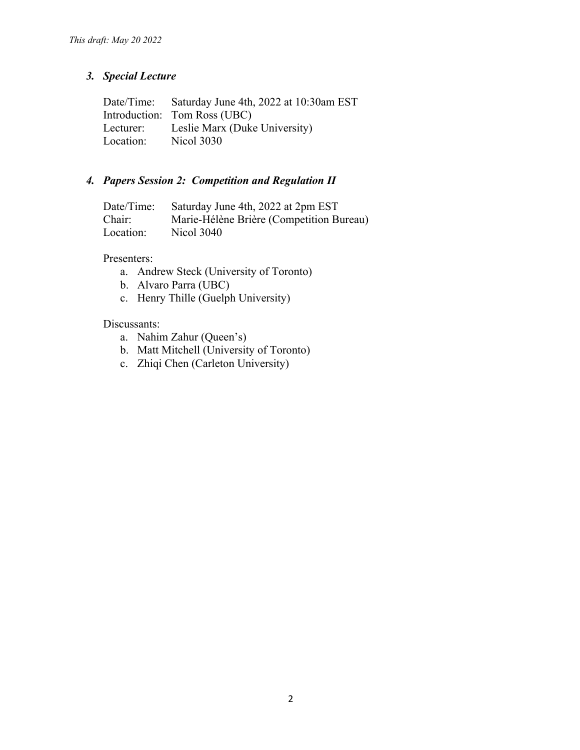*This draft: May 20 2022*

### *3. Special Lecture*

Date/Time: Saturday June 4th, 2022 at 10:30am EST
Introduction: Tom Ross (UBC)
Lecturer: Leslie Marx (Duke University)
Location: Nicol 3030

### *4. Papers Session 2: Competition and Regulation II*

Date/Time: Saturday June 4th, 2022 at 2pm EST
Chair: Marie-Hélène Brière (Competition Bureau)
Location: Nicol 3040

Presenters:

a. Andrew Steck (University of Toronto)
b. Alvaro Parra (UBC)
c. Henry Thille (Guelph University)

Discussants:

a. Nahim Zahur (Queen's)
b. Matt Mitchell (University of Toronto)
c. Zhiqi Chen (Carleton University)